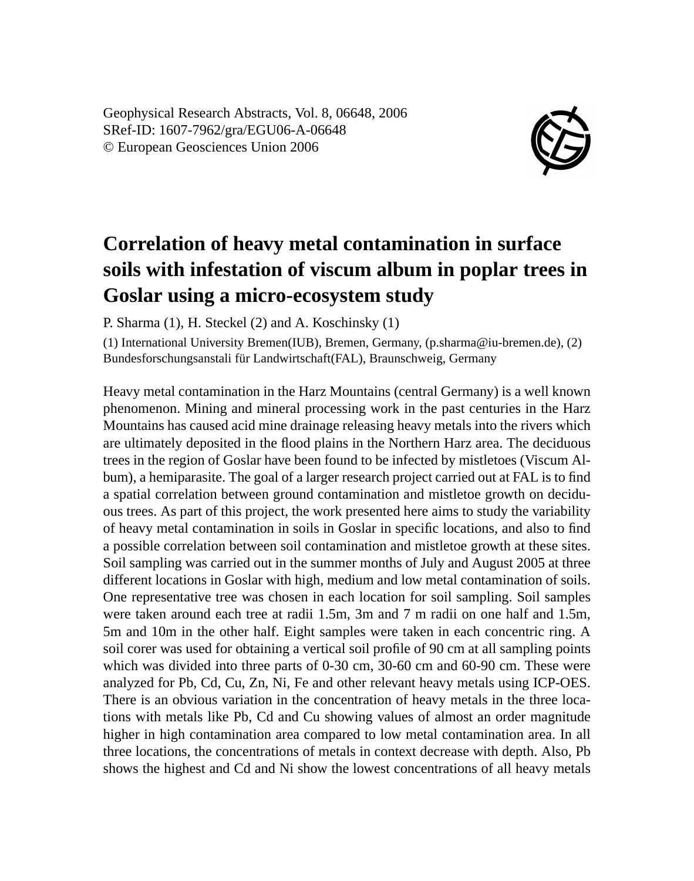Geophysical Research Abstracts, Vol. 8, 06648, 2006
SRef-ID: 1607-7962/gra/EGU06-A-06648
© European Geosciences Union 2006

# Correlation of heavy metal contamination in surface soils with infestation of viscum album in poplar trees in Goslar using a micro-ecosystem study

P. Sharma (1), H. Steckel (2) and A. Koschinsky (1)

(1) International University Bremen(IUB), Bremen, Germany, (p.sharma@iu-bremen.de), (2) Bundesforschungsanstali für Landwirtschaft(FAL), Braunschweig, Germany

Heavy metal contamination in the Harz Mountains (central Germany) is a well known phenomenon. Mining and mineral processing work in the past centuries in the Harz Mountains has caused acid mine drainage releasing heavy metals into the rivers which are ultimately deposited in the flood plains in the Northern Harz area. The deciduous trees in the region of Goslar have been found to be infected by mistletoes (Viscum Album), a hemiparasite. The goal of a larger research project carried out at FAL is to find a spatial correlation between ground contamination and mistletoe growth on deciduous trees. As part of this project, the work presented here aims to study the variability of heavy metal contamination in soils in Goslar in specific locations, and also to find a possible correlation between soil contamination and mistletoe growth at these sites. Soil sampling was carried out in the summer months of July and August 2005 at three different locations in Goslar with high, medium and low metal contamination of soils. One representative tree was chosen in each location for soil sampling. Soil samples were taken around each tree at radii 1.5m, 3m and 7 m radii on one half and 1.5m, 5m and 10m in the other half. Eight samples were taken in each concentric ring. A soil corer was used for obtaining a vertical soil profile of 90 cm at all sampling points which was divided into three parts of 0-30 cm, 30-60 cm and 60-90 cm. These were analyzed for Pb, Cd, Cu, Zn, Ni, Fe and other relevant heavy metals using ICP-OES. There is an obvious variation in the concentration of heavy metals in the three locations with metals like Pb, Cd and Cu showing values of almost an order magnitude higher in high contamination area compared to low metal contamination area. In all three locations, the concentrations of metals in context decrease with depth. Also, Pb shows the highest and Cd and Ni show the lowest concentrations of all heavy metals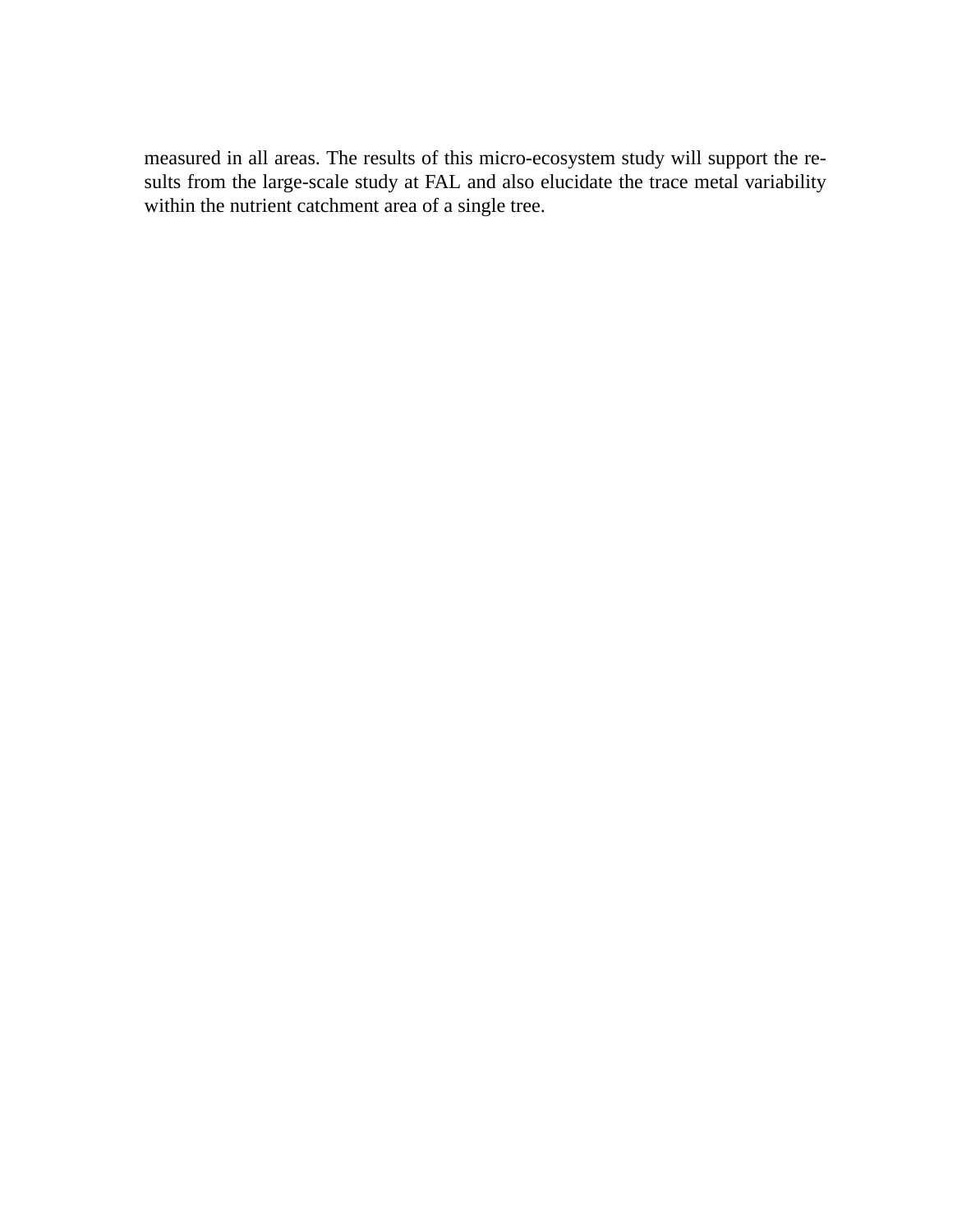measured in all areas. The results of this micro-ecosystem study will support the results from the large-scale study at FAL and also elucidate the trace metal variability within the nutrient catchment area of a single tree.